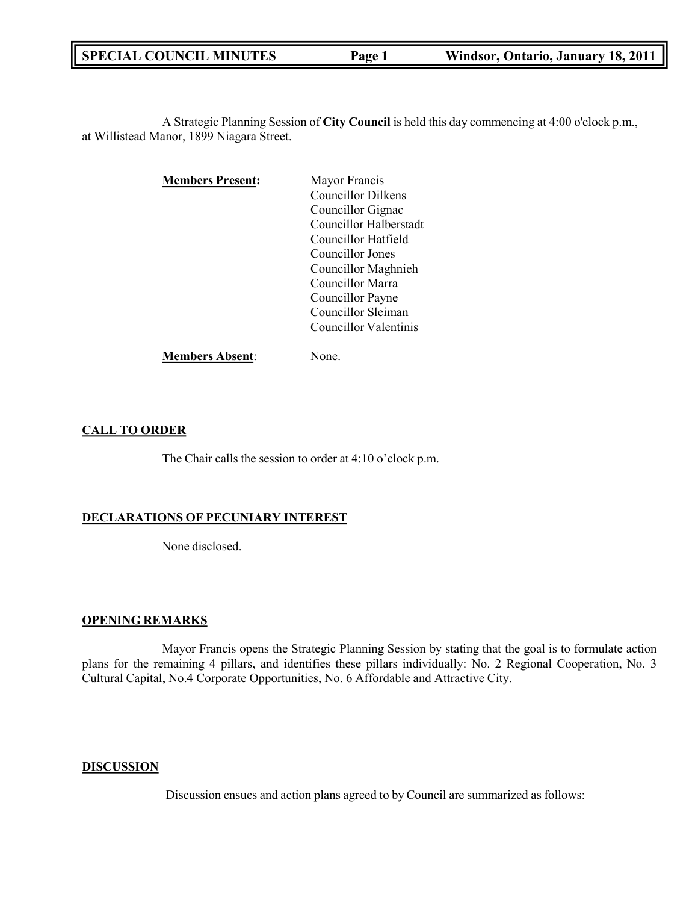A Strategic Planning Session of **City Council** is held this day commencing at 4:00 o'clock p.m., at Willistead Manor, 1899 Niagara Street.

**Members Present:**

Mayor Francis
Councillor Dilkens
Councillor Gignac
Councillor Halberstadt
Councillor Hatfield
Councillor Jones
Councillor Maghnieh
Councillor Marra
Councillor Payne
Councillor Sleiman
Councillor Valentinis

**Members Absent**: None.

## CALL TO ORDER

The Chair calls the session to order at 4:10 o'clock p.m.

## DECLARATIONS OF PECUNIARY INTEREST

None disclosed.

## OPENING REMARKS

Mayor Francis opens the Strategic Planning Session by stating that the goal is to formulate action plans for the remaining 4 pillars, and identifies these pillars individually: No. 2 Regional Cooperation, No. 3 Cultural Capital, No.4 Corporate Opportunities, No. 6 Affordable and Attractive City.

## DISCUSSION

Discussion ensues and action plans agreed to by Council are summarized as follows: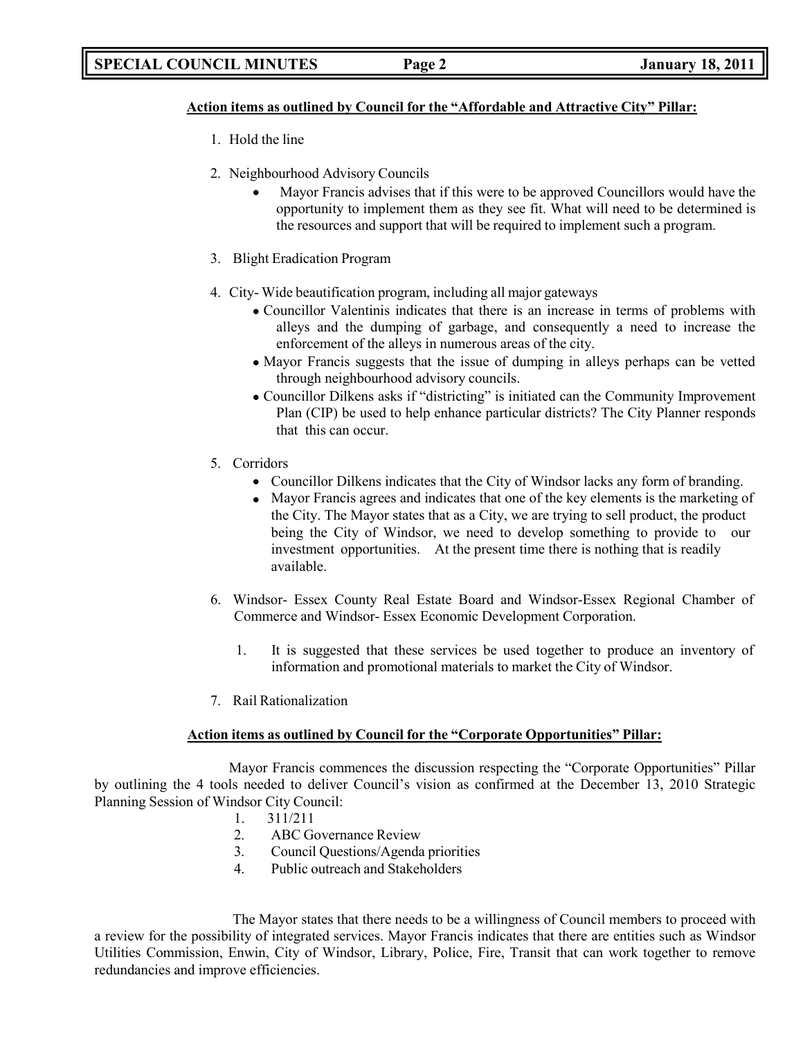**Action items as outlined by Council for the "Affordable and Attractive City" Pillar:**

1. Hold the line
2. Neighbourhood Advisory Councils
   - Mayor Francis advises that if this were to be approved Councillors would have the opportunity to implement them as they see fit. What will need to be determined is the resources and support that will be required to implement such a program.
3. Blight Eradication Program
4. City- Wide beautification program, including all major gateways
   - Councillor Valentinis indicates that there is an increase in terms of problems with alleys and the dumping of garbage, and consequently a need to increase the enforcement of the alleys in numerous areas of the city.
   - Mayor Francis suggests that the issue of dumping in alleys perhaps can be vetted through neighbourhood advisory councils.
   - Councillor Dilkens asks if "districting" is initiated can the Community Improvement Plan (CIP) be used to help enhance particular districts? The City Planner responds that this can occur.
5. Corridors
   - Councillor Dilkens indicates that the City of Windsor lacks any form of branding.
   - Mayor Francis agrees and indicates that one of the key elements is the marketing of the City. The Mayor states that as a City, we are trying to sell product, the product being the City of Windsor, we need to develop something to provide to our investment opportunities. At the present time there is nothing that is readily available.
6. Windsor- Essex County Real Estate Board and Windsor-Essex Regional Chamber of Commerce and Windsor- Essex Economic Development Corporation.
   1. It is suggested that these services be used together to produce an inventory of information and promotional materials to market the City of Windsor.
7. Rail Rationalization

**Action items as outlined by Council for the "Corporate Opportunities" Pillar:**

Mayor Francis commences the discussion respecting the "Corporate Opportunities" Pillar by outlining the 4 tools needed to deliver Council's vision as confirmed at the December 13, 2010 Strategic Planning Session of Windsor City Council:

1. 311/211
2. ABC Governance Review
3. Council Questions/Agenda priorities
4. Public outreach and Stakeholders

The Mayor states that there needs to be a willingness of Council members to proceed with a review for the possibility of integrated services. Mayor Francis indicates that there are entities such as Windsor Utilities Commission, Enwin, City of Windsor, Library, Police, Fire, Transit that can work together to remove redundancies and improve efficiencies.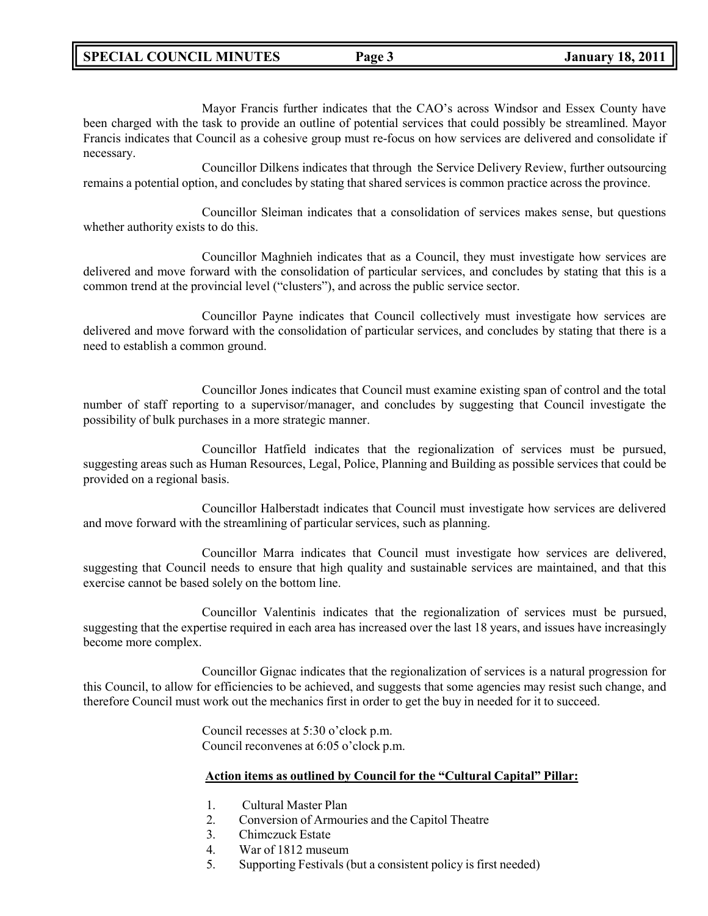Mayor Francis further indicates that the CAO's across Windsor and Essex County have been charged with the task to provide an outline of potential services that could possibly be streamlined. Mayor Francis indicates that Council as a cohesive group must re-focus on how services are delivered and consolidate if necessary.

Councillor Dilkens indicates that through the Service Delivery Review, further outsourcing remains a potential option, and concludes by stating that shared services is common practice across the province.

Councillor Sleiman indicates that a consolidation of services makes sense, but questions whether authority exists to do this.

Councillor Maghnieh indicates that as a Council, they must investigate how services are delivered and move forward with the consolidation of particular services, and concludes by stating that this is a common trend at the provincial level ("clusters"), and across the public service sector.

Councillor Payne indicates that Council collectively must investigate how services are delivered and move forward with the consolidation of particular services, and concludes by stating that there is a need to establish a common ground.

Councillor Jones indicates that Council must examine existing span of control and the total number of staff reporting to a supervisor/manager, and concludes by suggesting that Council investigate the possibility of bulk purchases in a more strategic manner.

Councillor Hatfield indicates that the regionalization of services must be pursued, suggesting areas such as Human Resources, Legal, Police, Planning and Building as possible services that could be provided on a regional basis.

Councillor Halberstadt indicates that Council must investigate how services are delivered and move forward with the streamlining of particular services, such as planning.

Councillor Marra indicates that Council must investigate how services are delivered, suggesting that Council needs to ensure that high quality and sustainable services are maintained, and that this exercise cannot be based solely on the bottom line.

Councillor Valentinis indicates that the regionalization of services must be pursued, suggesting that the expertise required in each area has increased over the last 18 years, and issues have increasingly become more complex.

Councillor Gignac indicates that the regionalization of services is a natural progression for this Council, to allow for efficiencies to be achieved, and suggests that some agencies may resist such change, and therefore Council must work out the mechanics first in order to get the buy in needed for it to succeed.

Council recesses at 5:30 o'clock p.m.
Council reconvenes at 6:05 o'clock p.m.

**Action items as outlined by Council for the "Cultural Capital" Pillar:**

1. Cultural Master Plan
2. Conversion of Armouries and the Capitol Theatre
3. Chimczuck Estate
4. War of 1812 museum
5. Supporting Festivals (but a consistent policy is first needed)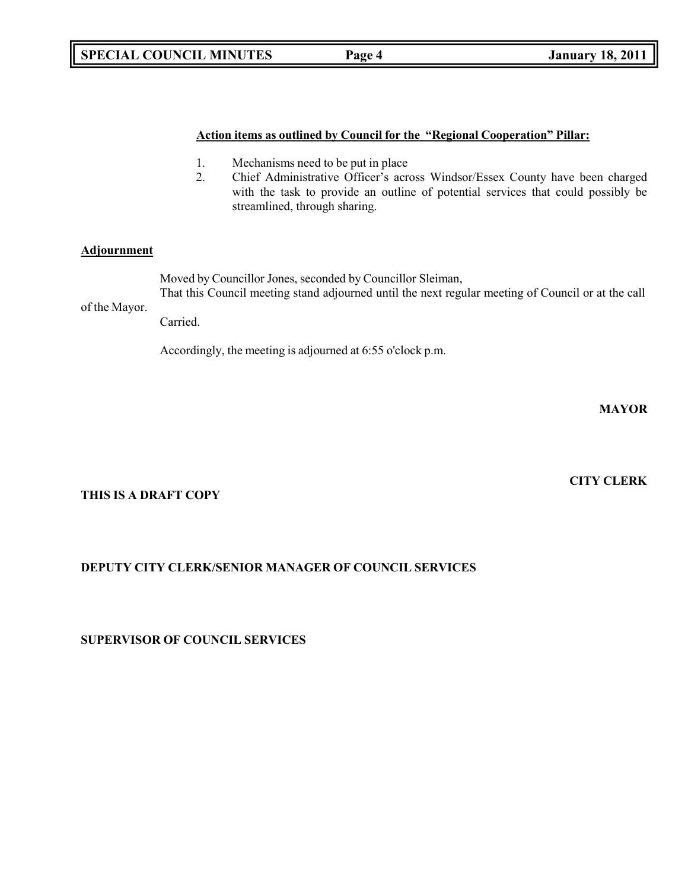**Action items as outlined by Council for the "Regional Cooperation" Pillar:**

1. Mechanisms need to be put in place
2. Chief Administrative Officer's across Windsor/Essex County have been charged with the task to provide an outline of potential services that could possibly be streamlined, through sharing.

**Adjournment**

Moved by Councillor Jones, seconded by Councillor Sleiman,
That this Council meeting stand adjourned until the next regular meeting of Council or at the call of the Mayor.
Carried.

Accordingly, the meeting is adjourned at 6:55 o'clock p.m.

**MAYOR**

**CITY CLERK**

**THIS IS A DRAFT COPY**

**DEPUTY CITY CLERK/SENIOR MANAGER OF COUNCIL SERVICES**

**SUPERVISOR OF COUNCIL SERVICES**